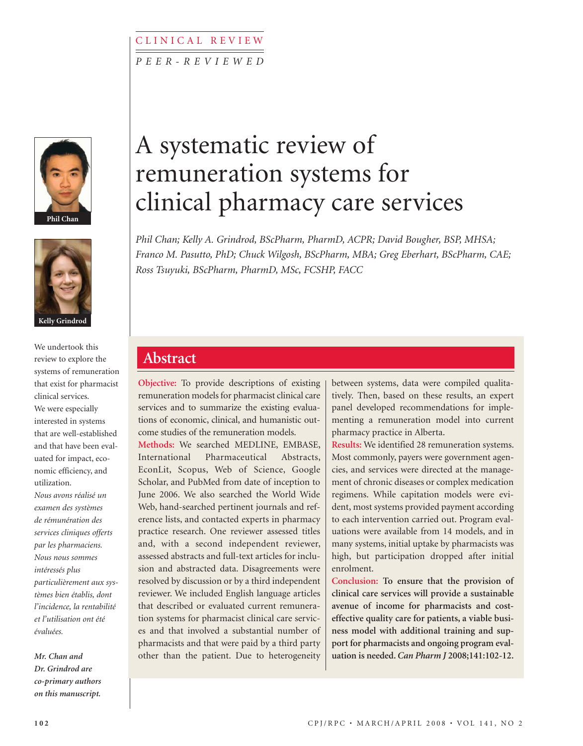CLINICAL REVIEW

*PEER-REVIEWED*

# A systematic review of remuneration systems for clinical pharmacy care services

*Phil Chan; Kelly A. Grindrod, BScPharm, PharmD, ACPR; David Bougher, BSP, MHSA; Franco M. Pasutto, PhD; Chuck Wilgosh, BScPharm, MBA; Greg Eberhart, BScPharm, CAE; Ross Tsuyuki, BScPharm, PharmD, MSc, FCSHP, FACC*

Phil Chan

Kelly Grindrod

We undertook this review to explore the systems of remuneration that exist for pharmacist clinical services. We were especially interested in systems that are well-established and that have been evaluated for impact, economic efficiency, and utilization.

*Nous avons réalisé un examen des systèmes de rémunération des services cliniques offerts par les pharmaciens. Nous nous sommes intéressés plus particulièrement aux systèmes bien établis, dont l'incidence, la rentabilité et l'utilisation ont été évaluées.*

***Mr. Chan and Dr. Grindrod are co-primary authors on this manuscript.***

## Abstract

**Objective:** To provide descriptions of existing remuneration models for pharmacist clinical care services and to summarize the existing evaluations of economic, clinical, and humanistic outcome studies of the remuneration models.

**Methods:** We searched MEDLINE, EMBASE, International Pharmaceutical Abstracts, EconLit, Scopus, Web of Science, Google Scholar, and PubMed from date of inception to June 2006. We also searched the World Wide Web, hand-searched pertinent journals and reference lists, and contacted experts in pharmacy practice research. One reviewer assessed titles and, with a second independent reviewer, assessed abstracts and full-text articles for inclusion and abstracted data. Disagreements were resolved by discussion or by a third independent reviewer. We included English language articles that described or evaluated current remuneration systems for pharmacist clinical care services and that involved a substantial number of pharmacists and that were paid by a third party other than the patient. Due to heterogeneity between systems, data were compiled qualitatively. Then, based on these results, an expert panel developed recommendations for implementing a remuneration model into current pharmacy practice in Alberta.

**Results:** We identified 28 remuneration systems. Most commonly, payers were government agencies, and services were directed at the management of chronic diseases or complex medication regimens. While capitation models were evident, most systems provided payment according to each intervention carried out. Program evaluations were available from 14 models, and in many systems, initial uptake by pharmacists was high, but participation dropped after initial enrolment.

**Conclusion:** **To ensure that the provision of clinical care services will provide a sustainable avenue of income for pharmacists and cost-effective quality care for patients, a viable business model with additional training and support for pharmacists and ongoing program evaluation is needed. *Can Pharm J* 2008;141:102-12.**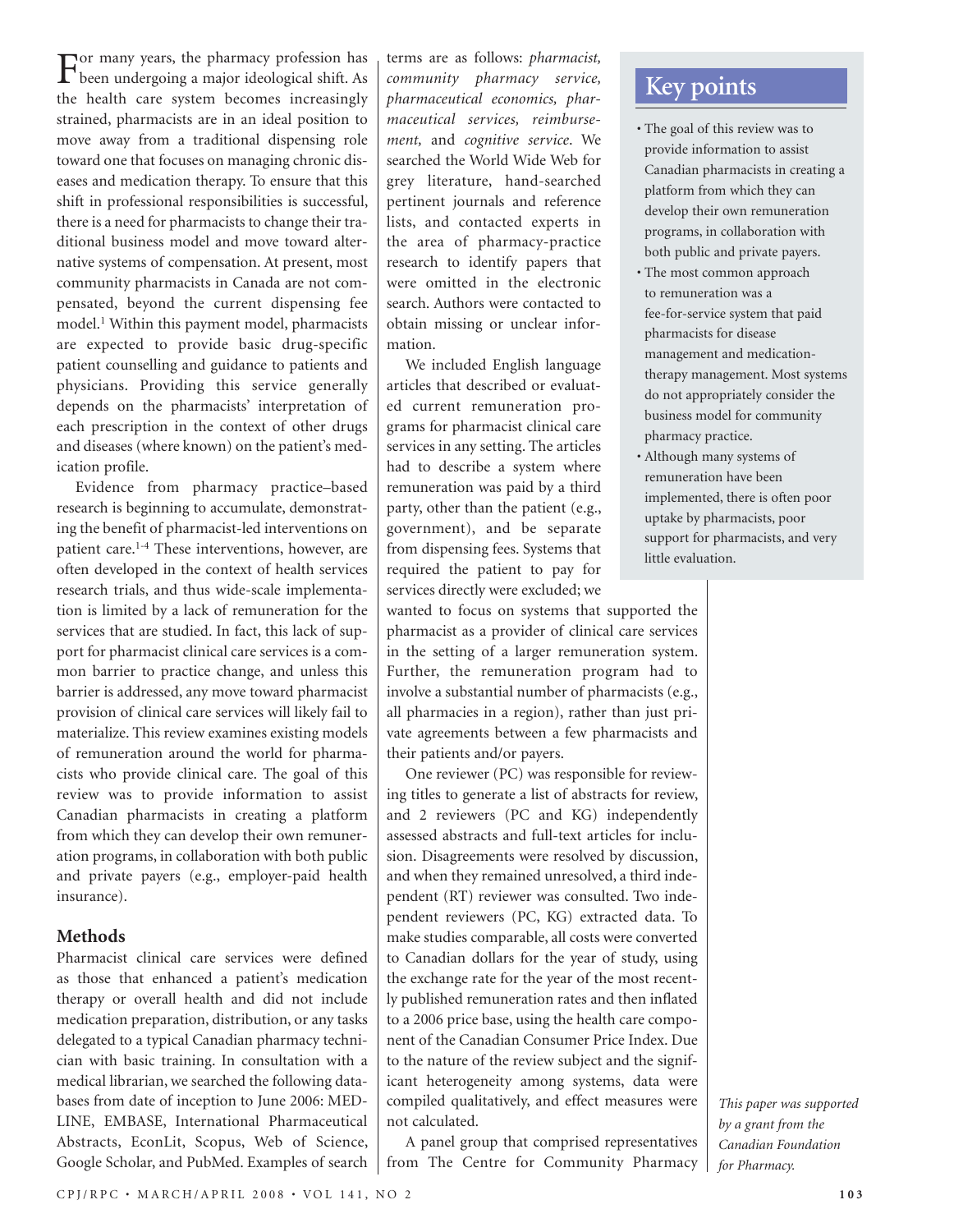For many years, the pharmacy profession has been undergoing a major ideological shift. As the health care system becomes increasingly strained, pharmacists are in an ideal position to move away from a traditional dispensing role toward one that focuses on managing chronic diseases and medication therapy. To ensure that this shift in professional responsibilities is successful, there is a need for pharmacists to change their traditional business model and move toward alternative systems of compensation. At present, most community pharmacists in Canada are not compensated, beyond the current dispensing fee model.[1] Within this payment model, pharmacists are expected to provide basic drug-specific patient counselling and guidance to patients and physicians. Providing this service generally depends on the pharmacists' interpretation of each prescription in the context of other drugs and diseases (where known) on the patient's medication profile.

Evidence from pharmacy practice–based research is beginning to accumulate, demonstrating the benefit of pharmacist-led interventions on patient care.[1-4] These interventions, however, are often developed in the context of health services research trials, and thus wide-scale implementation is limited by a lack of remuneration for the services that are studied. In fact, this lack of support for pharmacist clinical care services is a common barrier to practice change, and unless this barrier is addressed, any move toward pharmacist provision of clinical care services will likely fail to materialize. This review examines existing models of remuneration around the world for pharmacists who provide clinical care. The goal of this review was to provide information to assist Canadian pharmacists in creating a platform from which they can develop their own remuneration programs, in collaboration with both public and private payers (e.g., employer-paid health insurance).

## Methods

Pharmacist clinical care services were defined as those that enhanced a patient's medication therapy or overall health and did not include medication preparation, distribution, or any tasks delegated to a typical Canadian pharmacy technician with basic training. In consultation with a medical librarian, we searched the following databases from date of inception to June 2006: MEDLINE, EMBASE, International Pharmaceutical Abstracts, EconLit, Scopus, Web of Science, Google Scholar, and PubMed. Examples of search terms are as follows: *pharmacist, community pharmacy service, pharmaceutical economics, pharmaceutical services, reimbursement,* and *cognitive service*. We searched the World Wide Web for grey literature, hand-searched pertinent journals and reference lists, and contacted experts in the area of pharmacy-practice research to identify papers that were omitted in the electronic search. Authors were contacted to obtain missing or unclear information.

We included English language articles that described or evaluated current remuneration programs for pharmacist clinical care services in any setting. The articles had to describe a system where remuneration was paid by a third party, other than the patient (e.g., government), and be separate from dispensing fees. Systems that required the patient to pay for services directly were excluded; we wanted to focus on systems that supported the pharmacist as a provider of clinical care services in the setting of a larger remuneration system. Further, the remuneration program had to involve a substantial number of pharmacists (e.g., all pharmacies in a region), rather than just private agreements between a few pharmacists and their patients and/or payers.

One reviewer (PC) was responsible for reviewing titles to generate a list of abstracts for review, and 2 reviewers (PC and KG) independently assessed abstracts and full-text articles for inclusion. Disagreements were resolved by discussion, and when they remained unresolved, a third independent (RT) reviewer was consulted. Two independent reviewers (PC, KG) extracted data. To make studies comparable, all costs were converted to Canadian dollars for the year of study, using the exchange rate for the year of the most recently published remuneration rates and then inflated to a 2006 price base, using the health care component of the Canadian Consumer Price Index. Due to the nature of the review subject and the significant heterogeneity among systems, data were compiled qualitatively, and effect measures were not calculated.

A panel group that comprised representatives from The Centre for Community Pharmacy

## Key points

- The goal of this review was to provide information to assist Canadian pharmacists in creating a platform from which they can develop their own remuneration programs, in collaboration with both public and private payers.
- The most common approach to remuneration was a fee-for-service system that paid pharmacists for disease management and medication-therapy management. Most systems do not appropriately consider the business model for community pharmacy practice.
- Although many systems of remuneration have been implemented, there is often poor uptake by pharmacists, poor support for pharmacists, and very little evaluation.

*This paper was supported by a grant from the Canadian Foundation for Pharmacy.*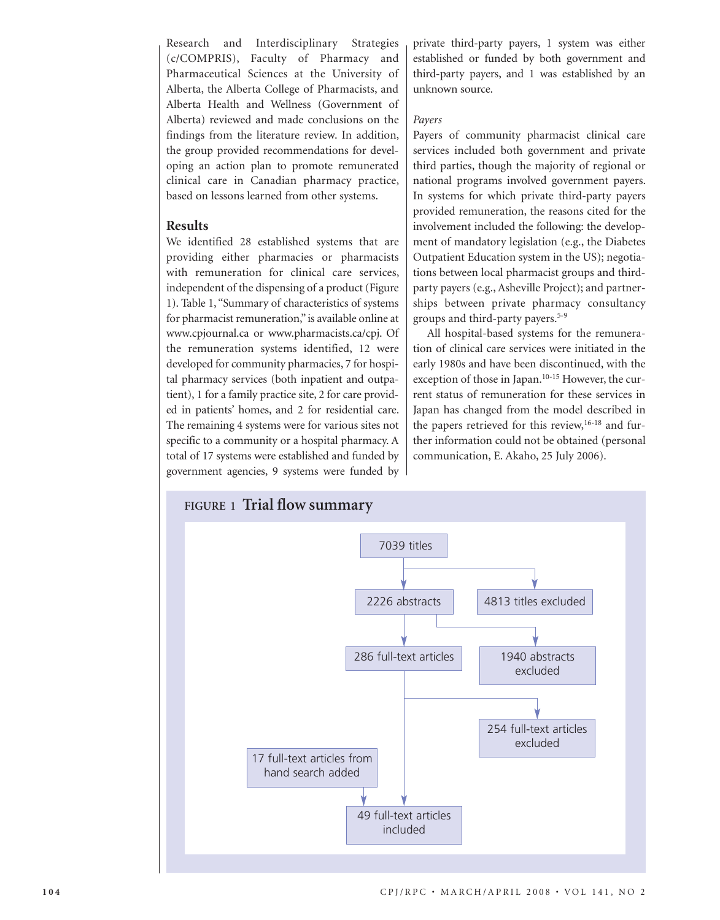Research and Interdisciplinary Strategies (c/COMPRIS), Faculty of Pharmacy and Pharmaceutical Sciences at the University of Alberta, the Alberta College of Pharmacists, and Alberta Health and Wellness (Government of Alberta) reviewed and made conclusions on the findings from the literature review. In addition, the group provided recommendations for developing an action plan to promote remunerated clinical care in Canadian pharmacy practice, based on lessons learned from other systems.

## Results

We identified 28 established systems that are providing either pharmacies or pharmacists with remuneration for clinical care services, independent of the dispensing of a product (Figure 1). Table 1, "Summary of characteristics of systems for pharmacist remuneration," is available online at www.cpjournal.ca or www.pharmacists.ca/cpj. Of the remuneration systems identified, 12 were developed for community pharmacies, 7 for hospital pharmacy services (both inpatient and outpatient), 1 for a family practice site, 2 for care provided in patients' homes, and 2 for residential care. The remaining 4 systems were for various sites not specific to a community or a hospital pharmacy. A total of 17 systems were established and funded by government agencies, 9 systems were funded by private third-party payers, 1 system was either established or funded by both government and third-party payers, and 1 was established by an unknown source.

*Payers*

Payers of community pharmacist clinical care services included both government and private third parties, though the majority of regional or national programs involved government payers. In systems for which private third-party payers provided remuneration, the reasons cited for the involvement included the following: the development of mandatory legislation (e.g., the Diabetes Outpatient Education system in the US); negotiations between local pharmacist groups and third-party payers (e.g., Asheville Project); and partnerships between private pharmacy consultancy groups and third-party payers.[5-9]

All hospital-based systems for the remuneration of clinical care services were initiated in the early 1980s and have been discontinued, with the exception of those in Japan.[10-15] However, the current status of remuneration for these services in Japan has changed from the model described in the papers retrieved for this review,[16-18] and further information could not be obtained (personal communication, E. Akaho, 25 July 2006).

**FIGURE 1 Trial flow summary**

- 7039 titles
  - 4813 titles excluded
- 2226 abstracts
  - 1940 abstracts excluded
- 286 full-text articles
  - 254 full-text articles excluded
  - 17 full-text articles from hand search added
- 49 full-text articles included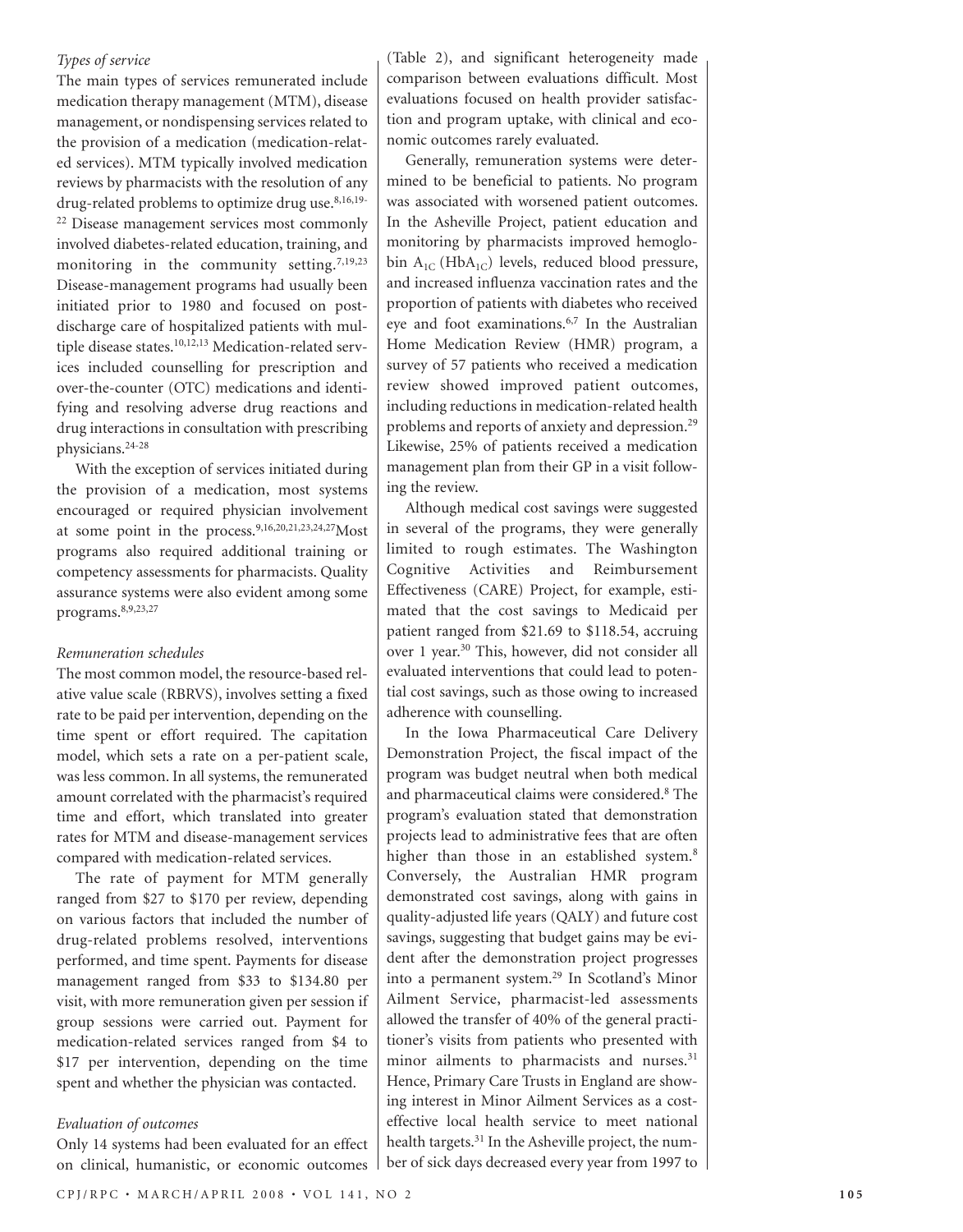*Types of service*

The main types of services remunerated include medication therapy management (MTM), disease management, or nondispensing services related to the provision of a medication (medication-related services). MTM typically involved medication reviews by pharmacists with the resolution of any drug-related problems to optimize drug use.[8,16,19-22] Disease management services most commonly involved diabetes-related education, training, and monitoring in the community setting.[7,19,23] Disease-management programs had usually been initiated prior to 1980 and focused on post-discharge care of hospitalized patients with multiple disease states.[10,12,13] Medication-related services included counselling for prescription and over-the-counter (OTC) medications and identifying and resolving adverse drug reactions and drug interactions in consultation with prescribing physicians.[24-28]

With the exception of services initiated during the provision of a medication, most systems encouraged or required physician involvement at some point in the process.[9,16,20,21,23,24,27] Most programs also required additional training or competency assessments for pharmacists. Quality assurance systems were also evident among some programs.[8,9,23,27]

*Remuneration schedules*

The most common model, the resource-based relative value scale (RBRVS), involves setting a fixed rate to be paid per intervention, depending on the time spent or effort required. The capitation model, which sets a rate on a per-patient scale, was less common. In all systems, the remunerated amount correlated with the pharmacist's required time and effort, which translated into greater rates for MTM and disease-management services compared with medication-related services.

The rate of payment for MTM generally ranged from \$27 to \$170 per review, depending on various factors that included the number of drug-related problems resolved, interventions performed, and time spent. Payments for disease management ranged from \$33 to \$134.80 per visit, with more remuneration given per session if group sessions were carried out. Payment for medication-related services ranged from \$4 to \$17 per intervention, depending on the time spent and whether the physician was contacted.

*Evaluation of outcomes*

Only 14 systems had been evaluated for an effect on clinical, humanistic, or economic outcomes (Table 2), and significant heterogeneity made comparison between evaluations difficult. Most evaluations focused on health provider satisfaction and program uptake, with clinical and economic outcomes rarely evaluated.

Generally, remuneration systems were determined to be beneficial to patients. No program was associated with worsened patient outcomes. In the Asheville Project, patient education and monitoring by pharmacists improved hemoglobin $A_{1C}$ ($HbA_{1C}$) levels, reduced blood pressure, and increased influenza vaccination rates and the proportion of patients with diabetes who received eye and foot examinations.[6,7] In the Australian Home Medication Review (HMR) program, a survey of 57 patients who received a medication review showed improved patient outcomes, including reductions in medication-related health problems and reports of anxiety and depression.[29] Likewise, 25% of patients received a medication management plan from their GP in a visit following the review.

Although medical cost savings were suggested in several of the programs, they were generally limited to rough estimates. The Washington Cognitive Activities and Reimbursement Effectiveness (CARE) Project, for example, estimated that the cost savings to Medicaid per patient ranged from \$21.69 to \$118.54, accruing over 1 year.[30] This, however, did not consider all evaluated interventions that could lead to potential cost savings, such as those owing to increased adherence with counselling.

In the Iowa Pharmaceutical Care Delivery Demonstration Project, the fiscal impact of the program was budget neutral when both medical and pharmaceutical claims were considered.[8] The program's evaluation stated that demonstration projects lead to administrative fees that are often higher than those in an established system.[8] Conversely, the Australian HMR program demonstrated cost savings, along with gains in quality-adjusted life years (QALY) and future cost savings, suggesting that budget gains may be evident after the demonstration project progresses into a permanent system.[29] In Scotland's Minor Ailment Service, pharmacist-led assessments allowed the transfer of 40% of the general practitioner's visits from patients who presented with minor ailments to pharmacists and nurses.[31] Hence, Primary Care Trusts in England are showing interest in Minor Ailment Services as a cost-effective local health service to meet national health targets.[31] In the Asheville project, the number of sick days decreased every year from 1997 to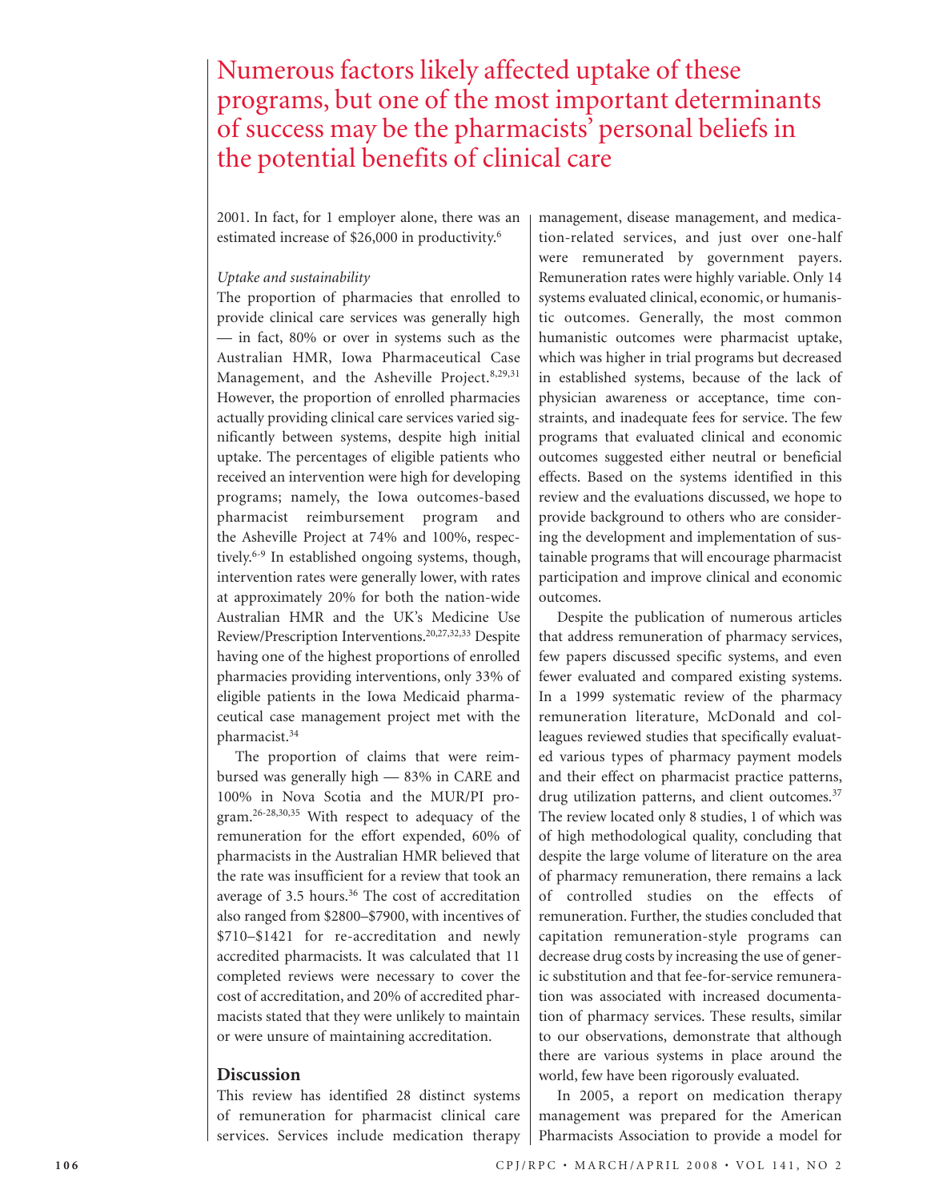Numerous factors likely affected uptake of these programs, but one of the most important determinants of success may be the pharmacists' personal beliefs in the potential benefits of clinical care

2001. In fact, for 1 employer alone, there was an estimated increase of $26,000 in productivity.[6]

*Uptake and sustainability*

The proportion of pharmacies that enrolled to provide clinical care services was generally high — in fact, 80% or over in systems such as the Australian HMR, Iowa Pharmaceutical Case Management, and the Asheville Project.[8,29,31] However, the proportion of enrolled pharmacies actually providing clinical care services varied significantly between systems, despite high initial uptake. The percentages of eligible patients who received an intervention were high for developing programs; namely, the Iowa outcomes-based pharmacist reimbursement program and the Asheville Project at 74% and 100%, respectively.[6-9] In established ongoing systems, though, intervention rates were generally lower, with rates at approximately 20% for both the nation-wide Australian HMR and the UK's Medicine Use Review/Prescription Interventions.[20,27,32,33] Despite having one of the highest proportions of enrolled pharmacies providing interventions, only 33% of eligible patients in the Iowa Medicaid pharmaceutical case management project met with the pharmacist.[34]

The proportion of claims that were reimbursed was generally high — 83% in CARE and 100% in Nova Scotia and the MUR/PI program.[26-28,30,35] With respect to adequacy of the remuneration for the effort expended, 60% of pharmacists in the Australian HMR believed that the rate was insufficient for a review that took an average of 3.5 hours.[36] The cost of accreditation also ranged from $2800–$7900, with incentives of $710–$1421 for re-accreditation and newly accredited pharmacists. It was calculated that 11 completed reviews were necessary to cover the cost of accreditation, and 20% of accredited pharmacists stated that they were unlikely to maintain or were unsure of maintaining accreditation.

## Discussion

This review has identified 28 distinct systems of remuneration for pharmacist clinical care services. Services include medication therapy management, disease management, and medication-related services, and just over one-half were remunerated by government payers. Remuneration rates were highly variable. Only 14 systems evaluated clinical, economic, or humanistic outcomes. Generally, the most common humanistic outcomes were pharmacist uptake, which was higher in trial programs but decreased in established systems, because of the lack of physician awareness or acceptance, time constraints, and inadequate fees for service. The few programs that evaluated clinical and economic outcomes suggested either neutral or beneficial effects. Based on the systems identified in this review and the evaluations discussed, we hope to provide background to others who are considering the development and implementation of sustainable programs that will encourage pharmacist participation and improve clinical and economic outcomes.

Despite the publication of numerous articles that address remuneration of pharmacy services, few papers discussed specific systems, and even fewer evaluated and compared existing systems. In a 1999 systematic review of the pharmacy remuneration literature, McDonald and colleagues reviewed studies that specifically evaluated various types of pharmacy payment models and their effect on pharmacist practice patterns, drug utilization patterns, and client outcomes.[37] The review located only 8 studies, 1 of which was of high methodological quality, concluding that despite the large volume of literature on the area of pharmacy remuneration, there remains a lack of controlled studies on the effects of remuneration. Further, the studies concluded that capitation remuneration-style programs can decrease drug costs by increasing the use of generic substitution and that fee-for-service remuneration was associated with increased documentation of pharmacy services. These results, similar to our observations, demonstrate that although there are various systems in place around the world, few have been rigorously evaluated.

In 2005, a report on medication therapy management was prepared for the American Pharmacists Association to provide a model for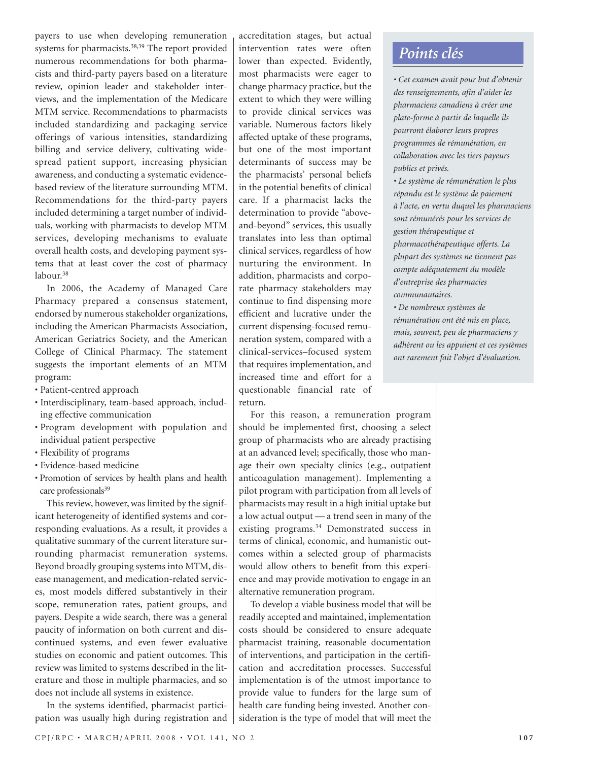payers to use when developing remuneration systems for pharmacists.[38,39] The report provided numerous recommendations for both pharmacists and third-party payers based on a literature review, opinion leader and stakeholder interviews, and the implementation of the Medicare MTM service. Recommendations to pharmacists included standardizing and packaging service offerings of various intensities, standardizing billing and service delivery, cultivating widespread patient support, increasing physician awareness, and conducting a systematic evidence-based review of the literature surrounding MTM. Recommendations for the third-party payers included determining a target number of individuals, working with pharmacists to develop MTM services, developing mechanisms to evaluate overall health costs, and developing payment systems that at least cover the cost of pharmacy labour.[38]

In 2006, the Academy of Managed Care Pharmacy prepared a consensus statement, endorsed by numerous stakeholder organizations, including the American Pharmacists Association, American Geriatrics Society, and the American College of Clinical Pharmacy. The statement suggests the important elements of an MTM program:

- Patient-centred approach
- Interdisciplinary, team-based approach, including effective communication
- Program development with population and individual patient perspective
- Flexibility of programs
- Evidence-based medicine
- Promotion of services by health plans and health care professionals[39]

This review, however, was limited by the significant heterogeneity of identified systems and corresponding evaluations. As a result, it provides a qualitative summary of the current literature surrounding pharmacist remuneration systems. Beyond broadly grouping systems into MTM, disease management, and medication-related services, most models differed substantively in their scope, remuneration rates, patient groups, and payers. Despite a wide search, there was a general paucity of information on both current and discontinued systems, and even fewer evaluative studies on economic and patient outcomes. This review was limited to systems described in the literature and those in multiple pharmacies, and so does not include all systems in existence.

In the systems identified, pharmacist participation was usually high during registration and accreditation stages, but actual intervention rates were often lower than expected. Evidently, most pharmacists were eager to change pharmacy practice, but the extent to which they were willing to provide clinical services was variable. Numerous factors likely affected uptake of these programs, but one of the most important determinants of success may be the pharmacists' personal beliefs in the potential benefits of clinical care. If a pharmacist lacks the determination to provide "above-and-beyond" services, this usually translates into less than optimal clinical services, regardless of how nurturing the environment. In addition, pharmacists and corporate pharmacy stakeholders may continue to find dispensing more efficient and lucrative under the current dispensing-focused remuneration system, compared with a clinical-services–focused system that requires implementation, and increased time and effort for a questionable financial rate of return.

For this reason, a remuneration program should be implemented first, choosing a select group of pharmacists who are already practising at an advanced level; specifically, those who manage their own specialty clinics (e.g., outpatient anticoagulation management). Implementing a pilot program with participation from all levels of pharmacists may result in a high initial uptake but a low actual output — a trend seen in many of the existing programs.[34] Demonstrated success in terms of clinical, economic, and humanistic outcomes within a selected group of pharmacists would allow others to benefit from this experience and may provide motivation to engage in an alternative remuneration program.

To develop a viable business model that will be readily accepted and maintained, implementation costs should be considered to ensure adequate pharmacist training, reasonable documentation of interventions, and participation in the certification and accreditation processes. Successful implementation is of the utmost importance to provide value to funders for the large sum of health care funding being invested. Another consideration is the type of model that will meet the

## Points clés

- *Cet examen avait pour but d'obtenir des renseignements, afin d'aider les pharmaciens canadiens à créer une plate-forme à partir de laquelle ils pourront élaborer leurs propres programmes de rémunération, en collaboration avec les tiers payeurs publics et privés.*
- *Le système de rémunération le plus répandu est le système de paiement à l'acte, en vertu duquel les pharmaciens sont rémunérés pour les services de gestion thérapeutique et pharmacothérapeutique offerts. La plupart des systèmes ne tiennent pas compte adéquatement du modèle d'entreprise des pharmacies communautaires.*
- *De nombreux systèmes de rémunération ont été mis en place, mais, souvent, peu de pharmaciens y adhèrent ou les appuient et ces systèmes ont rarement fait l'objet d'évaluation.*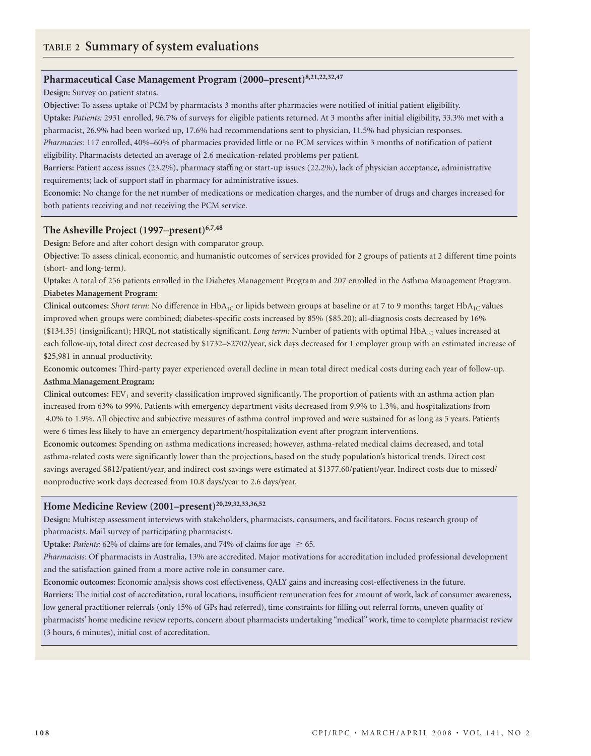## TABLE 2 Summary of system evaluations

### Pharmaceutical Case Management Program (2000–present)[8,21,22,32,47]

**Design:** Survey on patient status.

**Objective:** To assess uptake of PCM by pharmacists 3 months after pharmacies were notified of initial patient eligibility.

**Uptake:** *Patients:* 2931 enrolled, 96.7% of surveys for eligible patients returned. At 3 months after initial eligibility, 33.3% met with a pharmacist, 26.9% had been worked up, 17.6% had recommendations sent to physician, 11.5% had physician responses.
*Pharmacies:* 117 enrolled, 40%–60% of pharmacies provided little or no PCM services within 3 months of notification of patient eligibility. Pharmacists detected an average of 2.6 medication-related problems per patient.

**Barriers:** Patient access issues (23.2%), pharmacy staffing or start-up issues (22.2%), lack of physician acceptance, administrative requirements; lack of support staff in pharmacy for administrative issues.

**Economic:** No change for the net number of medications or medication charges, and the number of drugs and charges increased for both patients receiving and not receiving the PCM service.

### The Asheville Project (1997–present)[6,7,48]

**Design:** Before and after cohort design with comparator group.

**Objective:** To assess clinical, economic, and humanistic outcomes of services provided for 2 groups of patients at 2 different time points (short- and long-term).

**Uptake:** A total of 256 patients enrolled in the Diabetes Management Program and 207 enrolled in the Asthma Management Program.

**Diabetes Management Program:**

**Clinical outcomes:** *Short term:* No difference in $HbA_{1C}$ or lipids between groups at baseline or at 7 to 9 months; target $HbA_{1C}$ values improved when groups were combined; diabetes-specific costs increased by 85% ($85.20); all-diagnosis costs decreased by 16% ($134.35) (insignificant); HRQL not statistically significant. *Long term:* Number of patients with optimal $HbA_{1C}$ values increased at each follow-up, total direct cost decreased by $1732–$2702/year, sick days decreased for 1 employer group with an estimated increase of $25,981 in annual productivity.

**Economic outcomes:** Third-party payer experienced overall decline in mean total direct medical costs during each year of follow-up.

**Asthma Management Program:**

**Clinical outcomes:** $FEV_1$ and severity classification improved significantly. The proportion of patients with an asthma action plan increased from 63% to 99%. Patients with emergency department visits decreased from 9.9% to 1.3%, and hospitalizations from 4.0% to 1.9%. All objective and subjective measures of asthma control improved and were sustained for as long as 5 years. Patients were 6 times less likely to have an emergency department/hospitalization event after program interventions.

**Economic outcomes:** Spending on asthma medications increased; however, asthma-related medical claims decreased, and total asthma-related costs were significantly lower than the projections, based on the study population's historical trends. Direct cost savings averaged $812/patient/year, and indirect cost savings were estimated at $1377.60/patient/year. Indirect costs due to missed/nonproductive work days decreased from 10.8 days/year to 2.6 days/year.

### Home Medicine Review (2001–present)[20,29,32,33,36,52]

**Design:** Multistep assessment interviews with stakeholders, pharmacists, consumers, and facilitators. Focus research group of pharmacists. Mail survey of participating pharmacists.

**Uptake:** *Patients:* 62% of claims are for females, and 74% of claims for age $\geq 65$.
*Pharmacists:* Of pharmacists in Australia, 13% are accredited. Major motivations for accreditation included professional development and the satisfaction gained from a more active role in consumer care.

**Economic outcomes:** Economic analysis shows cost effectiveness, QALY gains and increasing cost-effectiveness in the future.

**Barriers:** The initial cost of accreditation, rural locations, insufficient remuneration fees for amount of work, lack of consumer awareness, low general practitioner referrals (only 15% of GPs had referred), time constraints for filling out referral forms, uneven quality of pharmacists' home medicine review reports, concern about pharmacists undertaking "medical" work, time to complete pharmacist review (3 hours, 6 minutes), initial cost of accreditation.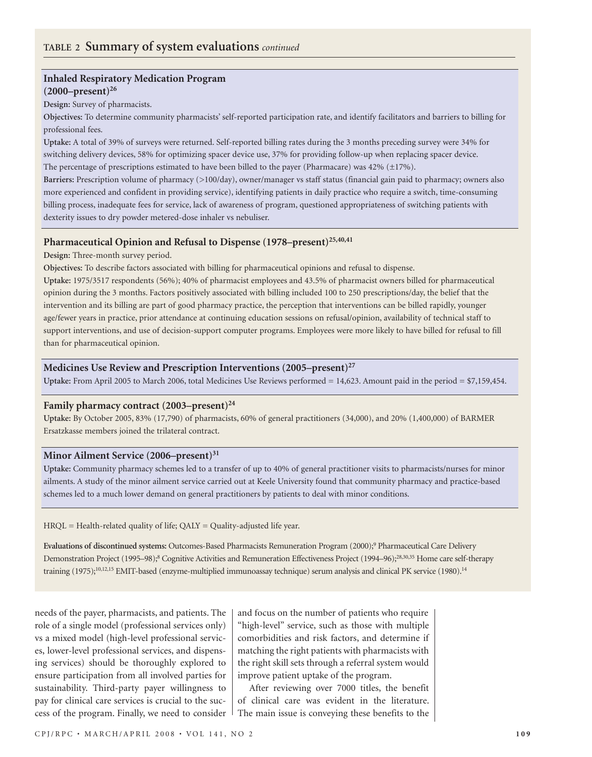## TABLE 2 Summary of system evaluations *continued*

### Inhaled Respiratory Medication Program (2000–present)[26]

**Design:** Survey of pharmacists.

**Objectives:** To determine community pharmacists' self-reported participation rate, and identify facilitators and barriers to billing for professional fees.

**Uptake:** A total of 39% of surveys were returned. Self-reported billing rates during the 3 months preceding survey were 34% for switching delivery devices, 58% for optimizing spacer device use, 37% for providing follow-up when replacing spacer device. The percentage of prescriptions estimated to have been billed to the payer (Pharmacare) was 42% (±17%).

**Barriers:** Prescription volume of pharmacy (>100/day), owner/manager vs staff status (financial gain paid to pharmacy; owners also more experienced and confident in providing service), identifying patients in daily practice who require a switch, time-consuming billing process, inadequate fees for service, lack of awareness of program, questioned appropriateness of switching patients with dexterity issues to dry powder metered-dose inhaler vs nebuliser.

### Pharmaceutical Opinion and Refusal to Dispense (1978–present)[25,40,41]

**Design:** Three-month survey period.

**Objectives:** To describe factors associated with billing for pharmaceutical opinions and refusal to dispense.

**Uptake:** 1975/3517 respondents (56%); 40% of pharmacist employees and 43.5% of pharmacist owners billed for pharmaceutical opinion during the 3 months. Factors positively associated with billing included 100 to 250 prescriptions/day, the belief that the intervention and its billing are part of good pharmacy practice, the perception that interventions can be billed rapidly, younger age/fewer years in practice, prior attendance at continuing education sessions on refusal/opinion, availability of technical staff to support interventions, and use of decision-support computer programs. Employees were more likely to have billed for refusal to fill than for pharmaceutical opinion.

### Medicines Use Review and Prescription Interventions (2005–present)[27]

**Uptake:** From April 2005 to March 2006, total Medicines Use Reviews performed = 14,623. Amount paid in the period = $7,159,454.

### Family pharmacy contract (2003–present)[24]

**Uptake:** By October 2005, 83% (17,790) of pharmacists, 60% of general practitioners (34,000), and 20% (1,400,000) of BARMER Ersatzkasse members joined the trilateral contract.

### Minor Ailment Service (2006–present)[31]

**Uptake:** Community pharmacy schemes led to a transfer of up to 40% of general practitioner visits to pharmacists/nurses for minor ailments. A study of the minor ailment service carried out at Keele University found that community pharmacy and practice-based schemes led to a much lower demand on general practitioners by patients to deal with minor conditions.

HRQL = Health-related quality of life; QALY = Quality-adjusted life year.

**Evaluations of discontinued systems:** Outcomes-Based Pharmacists Remuneration Program (2000);[9] Pharmaceutical Care Delivery Demonstration Project (1995–98);[8] Cognitive Activities and Remuneration Effectiveness Project (1994–96);[28,30,35] Home care self-therapy training (1975);[10,12,15] EMIT-based (enzyme-multiplied immunoassay technique) serum analysis and clinical PK service (1980).[14]

needs of the payer, pharmacists, and patients. The role of a single model (professional services only) vs a mixed model (high-level professional services, lower-level professional services, and dispensing services) should be thoroughly explored to ensure participation from all involved parties for sustainability. Third-party payer willingness to pay for clinical care services is crucial to the success of the program. Finally, we need to consider and focus on the number of patients who require "high-level" service, such as those with multiple comorbidities and risk factors, and determine if matching the right patients with pharmacists with the right skill sets through a referral system would improve patient uptake of the program.

After reviewing over 7000 titles, the benefit of clinical care was evident in the literature. The main issue is conveying these benefits to the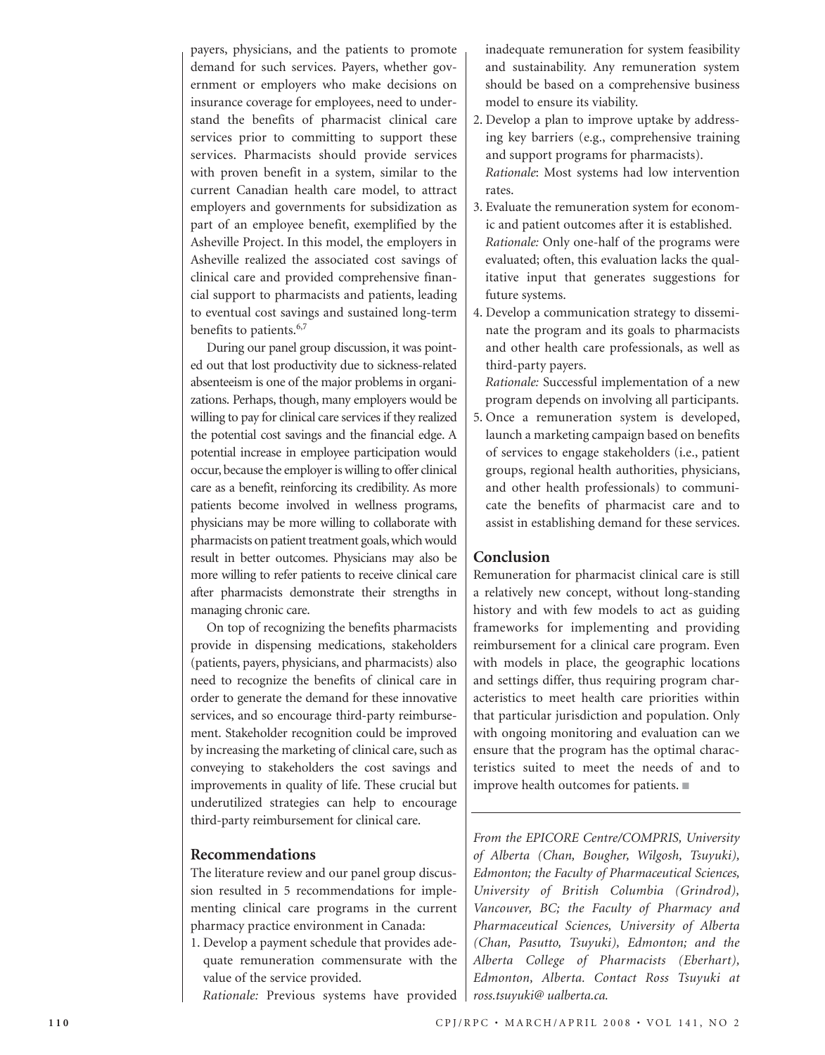payers, physicians, and the patients to promote demand for such services. Payers, whether government or employers who make decisions on insurance coverage for employees, need to understand the benefits of pharmacist clinical care services prior to committing to support these services. Pharmacists should provide services with proven benefit in a system, similar to the current Canadian health care model, to attract employers and governments for subsidization as part of an employee benefit, exemplified by the Asheville Project. In this model, the employers in Asheville realized the associated cost savings of clinical care and provided comprehensive financial support to pharmacists and patients, leading to eventual cost savings and sustained long-term benefits to patients.[6,7]

During our panel group discussion, it was pointed out that lost productivity due to sickness-related absenteeism is one of the major problems in organizations. Perhaps, though, many employers would be willing to pay for clinical care services if they realized the potential cost savings and the financial edge. A potential increase in employee participation would occur, because the employer is willing to offer clinical care as a benefit, reinforcing its credibility. As more patients become involved in wellness programs, physicians may be more willing to collaborate with pharmacists on patient treatment goals, which would result in better outcomes. Physicians may also be more willing to refer patients to receive clinical care after pharmacists demonstrate their strengths in managing chronic care.

On top of recognizing the benefits pharmacists provide in dispensing medications, stakeholders (patients, payers, physicians, and pharmacists) also need to recognize the benefits of clinical care in order to generate the demand for these innovative services, and so encourage third-party reimbursement. Stakeholder recognition could be improved by increasing the marketing of clinical care, such as conveying to stakeholders the cost savings and improvements in quality of life. These crucial but underutilized strategies can help to encourage third-party reimbursement for clinical care.

## Recommendations

The literature review and our panel group discussion resulted in 5 recommendations for implementing clinical care programs in the current pharmacy practice environment in Canada:

1. Develop a payment schedule that provides adequate remuneration commensurate with the value of the service provided.
   *Rationale:* Previous systems have provided inadequate remuneration for system feasibility and sustainability. Any remuneration system should be based on a comprehensive business model to ensure its viability.
2. Develop a plan to improve uptake by addressing key barriers (e.g., comprehensive training and support programs for pharmacists).
   *Rationale*: Most systems had low intervention rates.
3. Evaluate the remuneration system for economic and patient outcomes after it is established.
   *Rationale:* Only one-half of the programs were evaluated; often, this evaluation lacks the qualitative input that generates suggestions for future systems.
4. Develop a communication strategy to disseminate the program and its goals to pharmacists and other health care professionals, as well as third-party payers.
   *Rationale:* Successful implementation of a new program depends on involving all participants.
5. Once a remuneration system is developed, launch a marketing campaign based on benefits of services to engage stakeholders (i.e., patient groups, regional health authorities, physicians, and other health professionals) to communicate the benefits of pharmacist care and to assist in establishing demand for these services.

## Conclusion

Remuneration for pharmacist clinical care is still a relatively new concept, without long-standing history and with few models to act as guiding frameworks for implementing and providing reimbursement for a clinical care program. Even with models in place, the geographic locations and settings differ, thus requiring program characteristics to meet health care priorities within that particular jurisdiction and population. Only with ongoing monitoring and evaluation can we ensure that the program has the optimal characteristics suited to meet the needs of and to improve health outcomes for patients. ■

---

*From the EPICORE Centre/COMPRIS, University of Alberta (Chan, Bougher, Wilgosh, Tsuyuki), Edmonton; the Faculty of Pharmaceutical Sciences, University of British Columbia (Grindrod), Vancouver, BC; the Faculty of Pharmacy and Pharmaceutical Sciences, University of Alberta (Chan, Pasutto, Tsuyuki), Edmonton; and the Alberta College of Pharmacists (Eberhart), Edmonton, Alberta. Contact Ross Tsuyuki at ross.tsuyuki@ ualberta.ca.*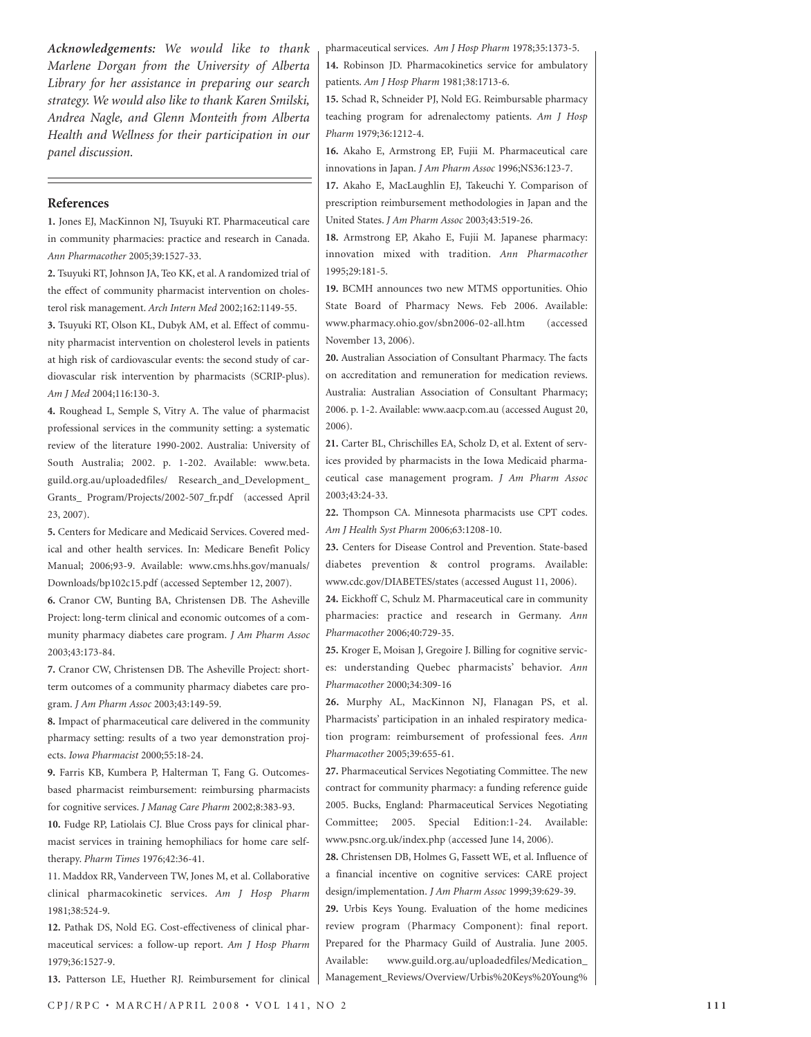***Acknowledgements:*** *We would like to thank Marlene Dorgan from the University of Alberta Library for her assistance in preparing our search strategy. We would also like to thank Karen Smilski, Andrea Nagle, and Glenn Monteith from Alberta Health and Wellness for their participation in our panel discussion.*

## References

**1.** Jones EJ, MacKinnon NJ, Tsuyuki RT. Pharmaceutical care in community pharmacies: practice and research in Canada. *Ann Pharmacother* 2005;39:1527-33.

**2.** Tsuyuki RT, Johnson JA, Teo KK, et al. A randomized trial of the effect of community pharmacist intervention on cholesterol risk management. *Arch Intern Med* 2002;162:1149-55.

**3.** Tsuyuki RT, Olson KL, Dubyk AM, et al. Effect of community pharmacist intervention on cholesterol levels in patients at high risk of cardiovascular events: the second study of cardiovascular risk intervention by pharmacists (SCRIP-plus). *Am J Med* 2004;116:130-3.

**4.** Roughead L, Semple S, Vitry A. The value of pharmacist professional services in the community setting: a systematic review of the literature 1990-2002. Australia: University of South Australia; 2002. p. 1-202. Available: www.beta.guild.org.au/uploadedfiles/ Research_and_Development_ Grants_ Program/Projects/2002-507_fr.pdf (accessed April 23, 2007).

**5.** Centers for Medicare and Medicaid Services. Covered medical and other health services. In: Medicare Benefit Policy Manual; 2006;93-9. Available: www.cms.hhs.gov/manuals/ Downloads/bp102c15.pdf (accessed September 12, 2007).

**6.** Cranor CW, Bunting BA, Christensen DB. The Asheville Project: long-term clinical and economic outcomes of a community pharmacy diabetes care program. *J Am Pharm Assoc* 2003;43:173-84.

**7.** Cranor CW, Christensen DB. The Asheville Project: short-term outcomes of a community pharmacy diabetes care program. *J Am Pharm Assoc* 2003;43:149-59.

**8.** Impact of pharmaceutical care delivered in the community pharmacy setting: results of a two year demonstration projects. *Iowa Pharmacist* 2000;55:18-24.

**9.** Farris KB, Kumbera P, Halterman T, Fang G. Outcomes-based pharmacist reimbursement: reimbursing pharmacists for cognitive services. *J Manag Care Pharm* 2002;8:383-93.

**10.** Fudge RP, Latiolais CJ. Blue Cross pays for clinical pharmacist services in training hemophiliacs for home care self-therapy. *Pharm Times* 1976;42:36-41.

11. Maddox RR, Vanderveen TW, Jones M, et al. Collaborative clinical pharmacokinetic services. *Am J Hosp Pharm* 1981;38:524-9.

**12.** Pathak DS, Nold EG. Cost-effectiveness of clinical pharmaceutical services: a follow-up report. *Am J Hosp Pharm* 1979;36:1527-9.

**13.** Patterson LE, Huether RJ. Reimbursement for clinical pharmaceutical services. *Am J Hosp Pharm* 1978;35:1373-5.

**14.** Robinson JD. Pharmacokinetics service for ambulatory patients. *Am J Hosp Pharm* 1981;38:1713-6.

**15.** Schad R, Schneider PJ, Nold EG. Reimbursable pharmacy teaching program for adrenalectomy patients. *Am J Hosp Pharm* 1979;36:1212-4.

**16.** Akaho E, Armstrong EP, Fujii M. Pharmaceutical care innovations in Japan. *J Am Pharm Assoc* 1996;NS36:123-7.

**17.** Akaho E, MacLaughlin EJ, Takeuchi Y. Comparison of prescription reimbursement methodologies in Japan and the United States. *J Am Pharm Assoc* 2003;43:519-26.

**18.** Armstrong EP, Akaho E, Fujii M. Japanese pharmacy: innovation mixed with tradition. *Ann Pharmacother* 1995;29:181-5.

**19.** BCMH announces two new MTMS opportunities. Ohio State Board of Pharmacy News. Feb 2006. Available: www.pharmacy.ohio.gov/sbn2006-02-all.htm (accessed November 13, 2006).

**20.** Australian Association of Consultant Pharmacy. The facts on accreditation and remuneration for medication reviews. Australia: Australian Association of Consultant Pharmacy; 2006. p. 1-2. Available: www.aacp.com.au (accessed August 20, 2006).

**21.** Carter BL, Chrischilles EA, Scholz D, et al. Extent of services provided by pharmacists in the Iowa Medicaid pharmaceutical case management program. *J Am Pharm Assoc* 2003;43:24-33.

**22.** Thompson CA. Minnesota pharmacists use CPT codes. *Am J Health Syst Pharm* 2006;63:1208-10.

**23.** Centers for Disease Control and Prevention. State-based diabetes prevention & control programs. Available: www.cdc.gov/DIABETES/states (accessed August 11, 2006).

**24.** Eickhoff C, Schulz M. Pharmaceutical care in community pharmacies: practice and research in Germany. *Ann Pharmacother* 2006;40:729-35.

**25.** Kroger E, Moisan J, Gregoire J. Billing for cognitive services: understanding Quebec pharmacists' behavior. *Ann Pharmacother* 2000;34:309-16

**26.** Murphy AL, MacKinnon NJ, Flanagan PS, et al. Pharmacists' participation in an inhaled respiratory medication program: reimbursement of professional fees. *Ann Pharmacother* 2005;39:655-61.

**27.** Pharmaceutical Services Negotiating Committee. The new contract for community pharmacy: a funding reference guide 2005. Bucks, England: Pharmaceutical Services Negotiating Committee; 2005. Special Edition:1-24. Available: www.psnc.org.uk/index.php (accessed June 14, 2006).

**28.** Christensen DB, Holmes G, Fassett WE, et al. Influence of a financial incentive on cognitive services: CARE project design/implementation. *J Am Pharm Assoc* 1999;39:629-39.

**29.** Urbis Keys Young. Evaluation of the home medicines review program (Pharmacy Component): final report. Prepared for the Pharmacy Guild of Australia. June 2005. Available: www.guild.org.au/uploadedfiles/Medication_ Management_Reviews/Overview/Urbis%20Keys%20Young%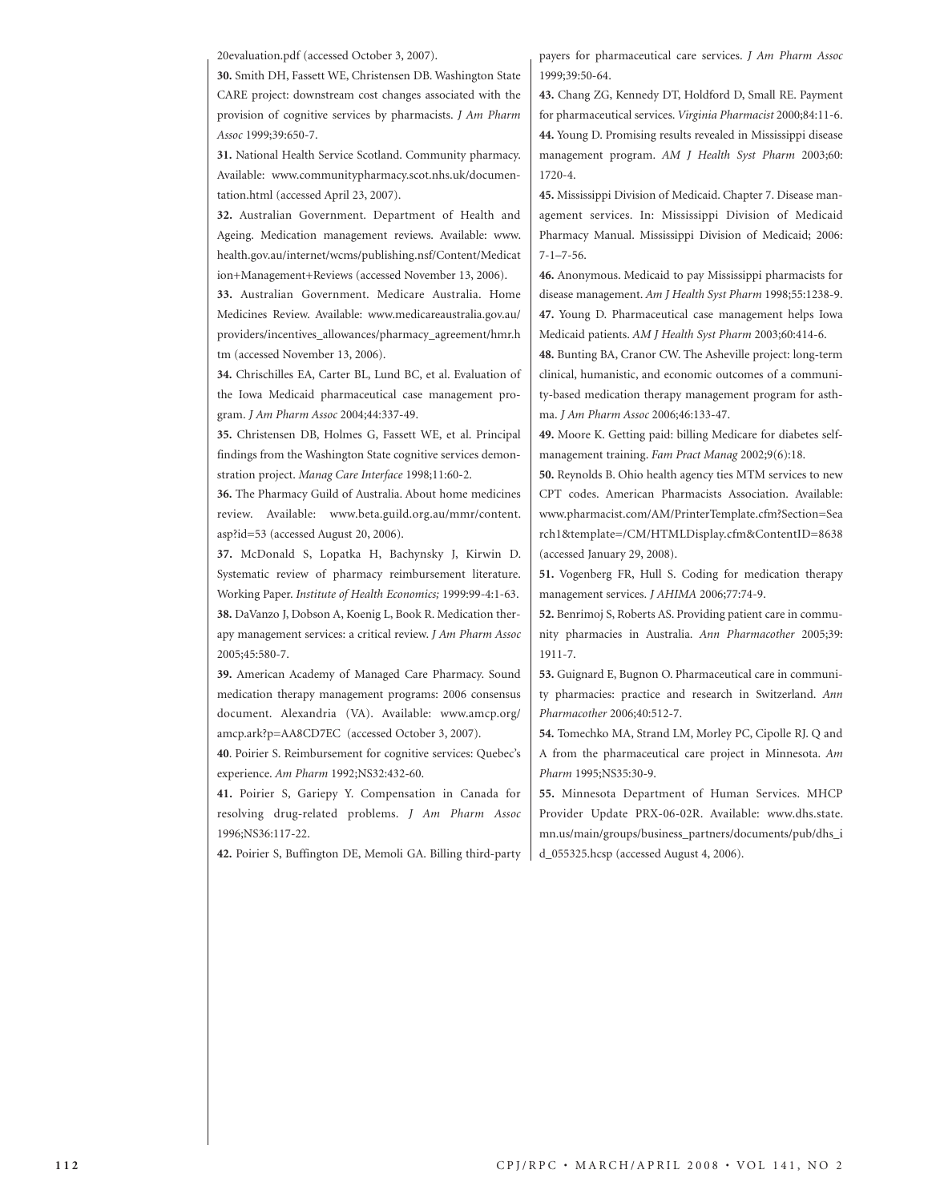20evaluation.pdf (accessed October 3, 2007).

**30.** Smith DH, Fassett WE, Christensen DB. Washington State CARE project: downstream cost changes associated with the provision of cognitive services by pharmacists. *J Am Pharm Assoc* 1999;39:650-7.

**31.** National Health Service Scotland. Community pharmacy. Available: www.communitypharmacy.scot.nhs.uk/documentation.html (accessed April 23, 2007).

**32.** Australian Government. Department of Health and Ageing. Medication management reviews. Available: www.health.gov.au/internet/wcms/publishing.nsf/Content/Medication+Management+Reviews (accessed November 13, 2006).

**33.** Australian Government. Medicare Australia. Home Medicines Review. Available: www.medicareaustralia.gov.au/providers/incentives_allowances/pharmacy_agreement/hmr.htm (accessed November 13, 2006).

**34.** Chrischilles EA, Carter BL, Lund BC, et al. Evaluation of the Iowa Medicaid pharmaceutical case management program. *J Am Pharm Assoc* 2004;44:337-49.

**35.** Christensen DB, Holmes G, Fassett WE, et al. Principal findings from the Washington State cognitive services demonstration project. *Manag Care Interface* 1998;11:60-2.

**36.** The Pharmacy Guild of Australia. About home medicines review. Available: www.beta.guild.org.au/mmr/content.asp?id=53 (accessed August 20, 2006).

**37.** McDonald S, Lopatka H, Bachynsky J, Kirwin D. Systematic review of pharmacy reimbursement literature. Working Paper. *Institute of Health Economics;* 1999:99-4:1-63.

**38.** DaVanzo J, Dobson A, Koenig L, Book R. Medication therapy management services: a critical review. *J Am Pharm Assoc* 2005;45:580-7.

**39.** American Academy of Managed Care Pharmacy. Sound medication therapy management programs: 2006 consensus document. Alexandria (VA). Available: www.amcp.org/amcp.ark?p=AA8CD7EC (accessed October 3, 2007).

**40**. Poirier S. Reimbursement for cognitive services: Quebec's experience. *Am Pharm* 1992;NS32:432-60.

**41.** Poirier S, Gariepy Y. Compensation in Canada for resolving drug-related problems. *J Am Pharm Assoc* 1996;NS36:117-22.

**42.** Poirier S, Buffington DE, Memoli GA. Billing third-party payers for pharmaceutical care services. *J Am Pharm Assoc* 1999;39:50-64.

**43.** Chang ZG, Kennedy DT, Holdford D, Small RE. Payment for pharmaceutical services. *Virginia Pharmacist* 2000;84:11-6.

**44.** Young D. Promising results revealed in Mississippi disease management program. *AM J Health Syst Pharm* 2003;60:1720-4.

**45.** Mississippi Division of Medicaid. Chapter 7. Disease management services. In: Mississippi Division of Medicaid Pharmacy Manual. Mississippi Division of Medicaid; 2006: 7-1–7-56.

**46.** Anonymous. Medicaid to pay Mississippi pharmacists for disease management. *Am J Health Syst Pharm* 1998;55:1238-9.

**47.** Young D. Pharmaceutical case management helps Iowa Medicaid patients. *AM J Health Syst Pharm* 2003;60:414-6.

**48.** Bunting BA, Cranor CW. The Asheville project: long-term clinical, humanistic, and economic outcomes of a community-based medication therapy management program for asthma. *J Am Pharm Assoc* 2006;46:133-47.

**49.** Moore K. Getting paid: billing Medicare for diabetes self-management training. *Fam Pract Manag* 2002;9(6):18.

**50.** Reynolds B. Ohio health agency ties MTM services to new CPT codes. American Pharmacists Association. Available: www.pharmacist.com/AM/PrinterTemplate.cfm?Section=Search1&template=/CM/HTMLDisplay.cfm&ContentID=8638 (accessed January 29, 2008).

**51.** Vogenberg FR, Hull S. Coding for medication therapy management services. *J AHIMA* 2006;77:74-9.

**52.** Benrimoj S, Roberts AS. Providing patient care in community pharmacies in Australia. *Ann Pharmacother* 2005;39:1911-7.

**53.** Guignard E, Bugnon O. Pharmaceutical care in community pharmacies: practice and research in Switzerland. *Ann Pharmacother* 2006;40:512-7.

**54.** Tomechko MA, Strand LM, Morley PC, Cipolle RJ. Q and A from the pharmaceutical care project in Minnesota. *Am Pharm* 1995;NS35:30-9.

**55.** Minnesota Department of Human Services. MHCP Provider Update PRX-06-02R. Available: www.dhs.state.mn.us/main/groups/business_partners/documents/pub/dhs_id_055325.hcsp (accessed August 4, 2006).